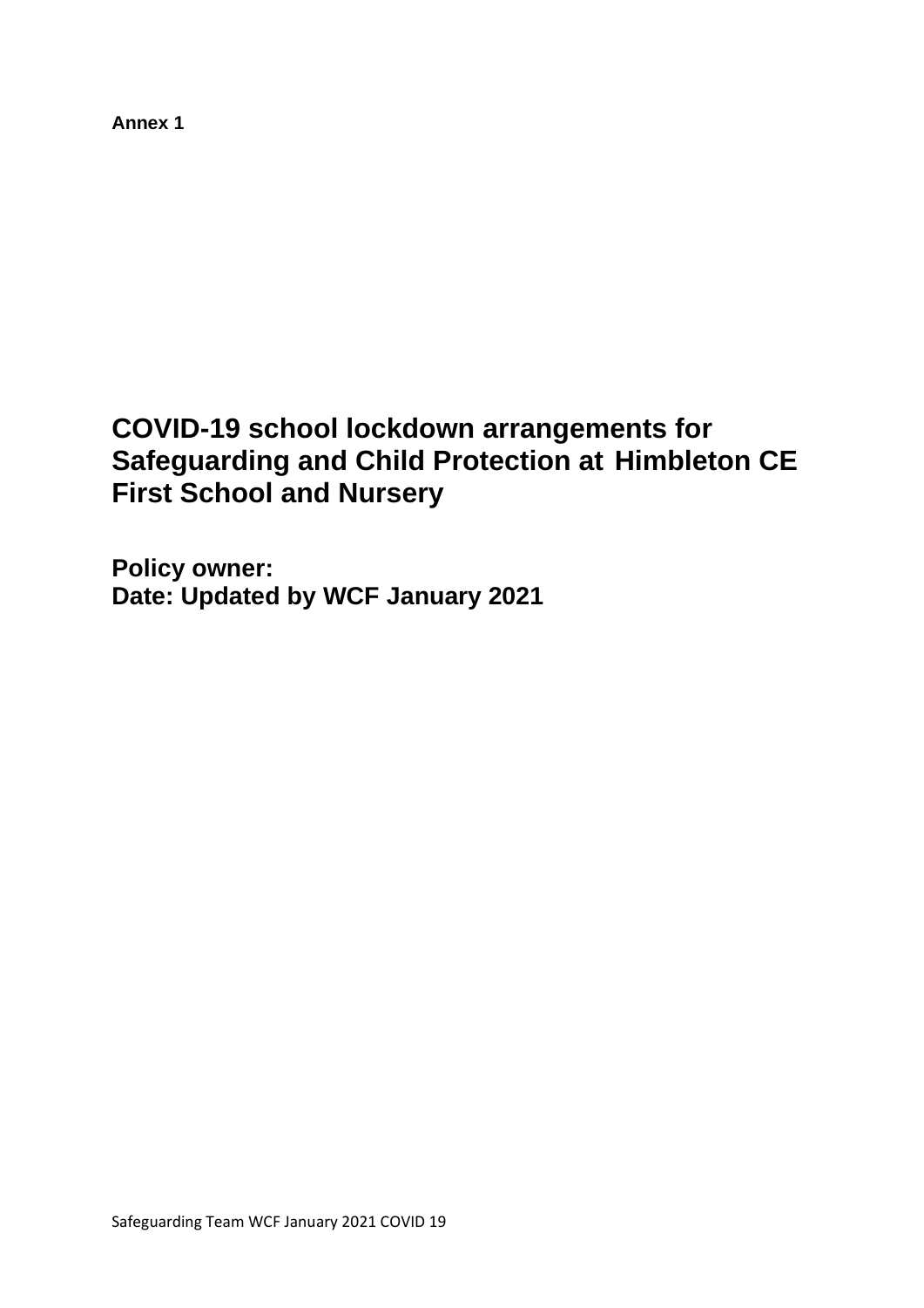**Annex 1**

# COVID-19 school lockdown arrangements for Safeguarding and Child Protection at Himbleton CE First School and Nursery

**Policy owner:**
**Date: Updated by WCF January 2021**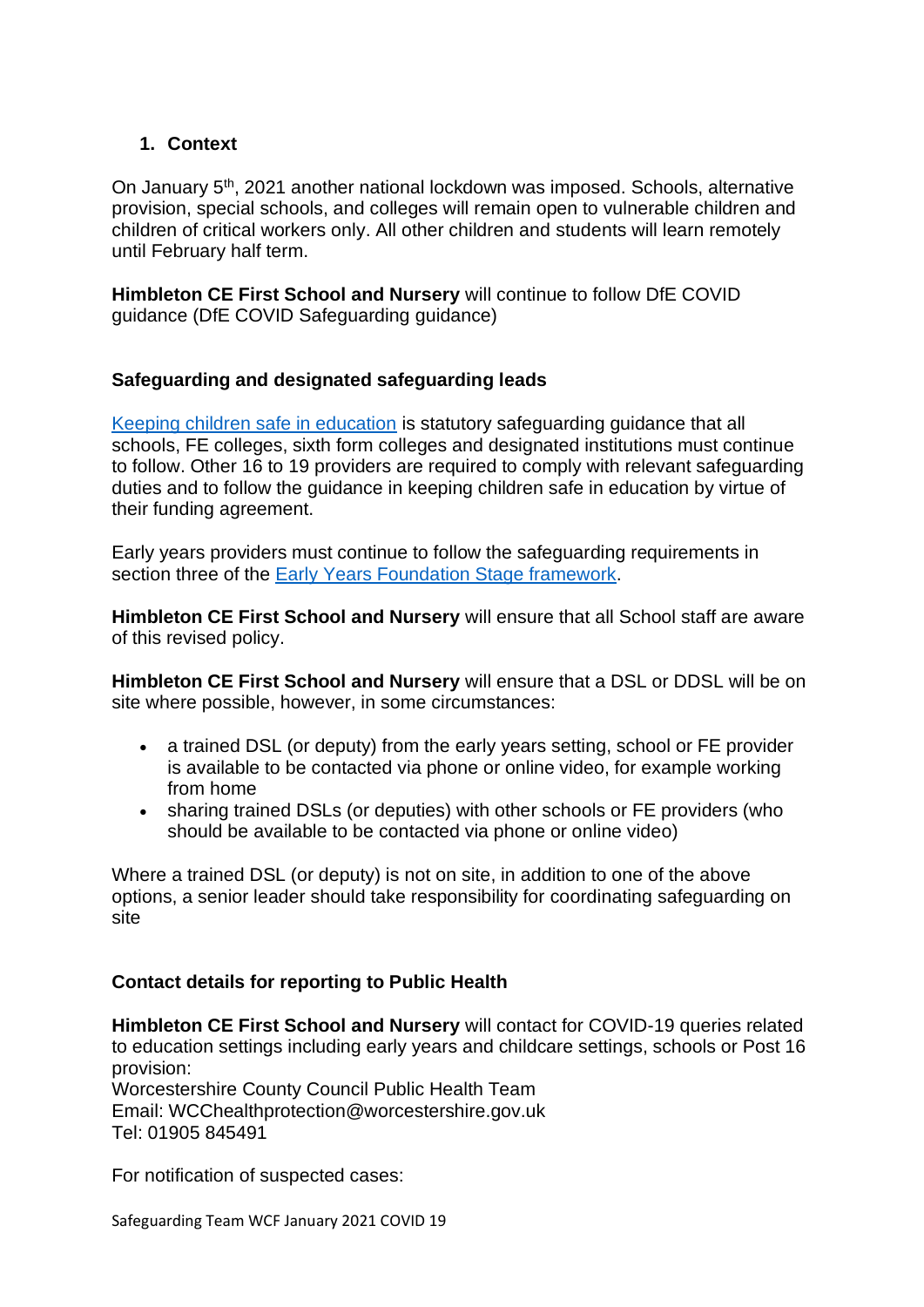## 1. Context

On January 5th, 2021 another national lockdown was imposed. Schools, alternative provision, special schools, and colleges will remain open to vulnerable children and children of critical workers only. All other children and students will learn remotely until February half term.

**Himbleton CE First School and Nursery** will continue to follow DfE COVID guidance (DfE COVID Safeguarding guidance)

### Safeguarding and designated safeguarding leads

Keeping children safe in education is statutory safeguarding guidance that all schools, FE colleges, sixth form colleges and designated institutions must continue to follow. Other 16 to 19 providers are required to comply with relevant safeguarding duties and to follow the guidance in keeping children safe in education by virtue of their funding agreement.

Early years providers must continue to follow the safeguarding requirements in section three of the Early Years Foundation Stage framework.

**Himbleton CE First School and Nursery** will ensure that all School staff are aware of this revised policy.

**Himbleton CE First School and Nursery** will ensure that a DSL or DDSL will be on site where possible, however, in some circumstances:

- a trained DSL (or deputy) from the early years setting, school or FE provider is available to be contacted via phone or online video, for example working from home
- sharing trained DSLs (or deputies) with other schools or FE providers (who should be available to be contacted via phone or online video)

Where a trained DSL (or deputy) is not on site, in addition to one of the above options, a senior leader should take responsibility for coordinating safeguarding on site

### Contact details for reporting to Public Health

**Himbleton CE First School and Nursery** will contact for COVID-19 queries related to education settings including early years and childcare settings, schools or Post 16 provision:
Worcestershire County Council Public Health Team
Email: WCChealthprotection@worcestershire.gov.uk
Tel: 01905 845491

For notification of suspected cases: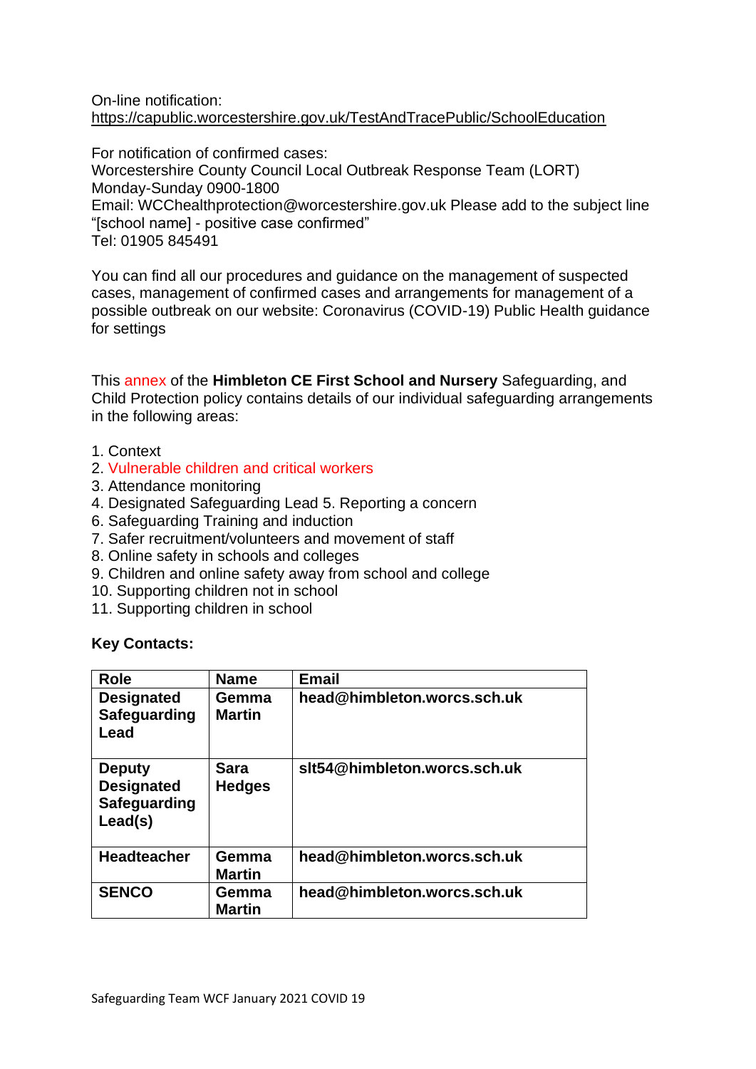On-line notification:
https://capublic.worcestershire.gov.uk/TestAndTracePublic/SchoolEducation

For notification of confirmed cases:
Worcestershire County Council Local Outbreak Response Team (LORT)
Monday-Sunday 0900-1800
Email: WCChealthprotection@worcestershire.gov.uk Please add to the subject line "[school name] - positive case confirmed"
Tel: 01905 845491

You can find all our procedures and guidance on the management of suspected cases, management of confirmed cases and arrangements for management of a possible outbreak on our website: Coronavirus (COVID-19) Public Health guidance for settings

This annex of the **Himbleton CE First School and Nursery** Safeguarding, and Child Protection policy contains details of our individual safeguarding arrangements in the following areas:

1. Context
2. Vulnerable children and critical workers
3. Attendance monitoring
4. Designated Safeguarding Lead 5. Reporting a concern
6. Safeguarding Training and induction
7. Safer recruitment/volunteers and movement of staff
8. Online safety in schools and colleges
9. Children and online safety away from school and college
10. Supporting children not in school
11. Supporting children in school

**Key Contacts:**

| Role | Name | Email |
|---|---|---|
| **Designated Safeguarding Lead** | **Gemma Martin** | **head@himbleton.worcs.sch.uk** |
| **Deputy Designated Safeguarding Lead(s)** | **Sara Hedges** | **slt54@himbleton.worcs.sch.uk** |
| **Headteacher** | **Gemma Martin** | **head@himbleton.worcs.sch.uk** |
| **SENCO** | **Gemma Martin** | **head@himbleton.worcs.sch.uk** |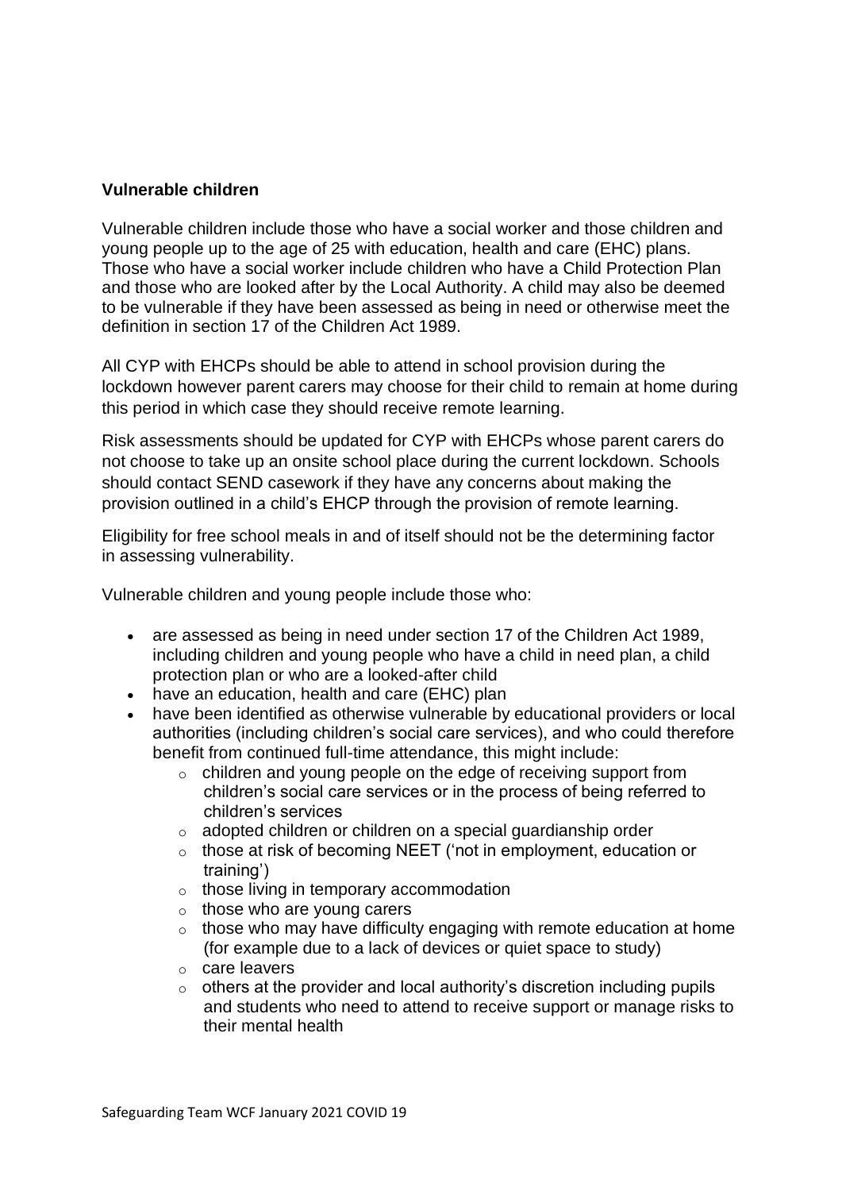**Vulnerable children**

Vulnerable children include those who have a social worker and those children and young people up to the age of 25 with education, health and care (EHC) plans. Those who have a social worker include children who have a Child Protection Plan and those who are looked after by the Local Authority. A child may also be deemed to be vulnerable if they have been assessed as being in need or otherwise meet the definition in section 17 of the Children Act 1989.

All CYP with EHCPs should be able to attend in school provision during the lockdown however parent carers may choose for their child to remain at home during this period in which case they should receive remote learning.

Risk assessments should be updated for CYP with EHCPs whose parent carers do not choose to take up an onsite school place during the current lockdown. Schools should contact SEND casework if they have any concerns about making the provision outlined in a child's EHCP through the provision of remote learning.

Eligibility for free school meals in and of itself should not be the determining factor in assessing vulnerability.

Vulnerable children and young people include those who:

- are assessed as being in need under section 17 of the Children Act 1989, including children and young people who have a child in need plan, a child protection plan or who are a looked-after child
- have an education, health and care (EHC) plan
- have been identified as otherwise vulnerable by educational providers or local authorities (including children's social care services), and who could therefore benefit from continued full-time attendance, this might include:
  - children and young people on the edge of receiving support from children's social care services or in the process of being referred to children's services
  - adopted children or children on a special guardianship order
  - those at risk of becoming NEET ('not in employment, education or training')
  - those living in temporary accommodation
  - those who are young carers
  - those who may have difficulty engaging with remote education at home (for example due to a lack of devices or quiet space to study)
  - care leavers
  - others at the provider and local authority's discretion including pupils and students who need to attend to receive support or manage risks to their mental health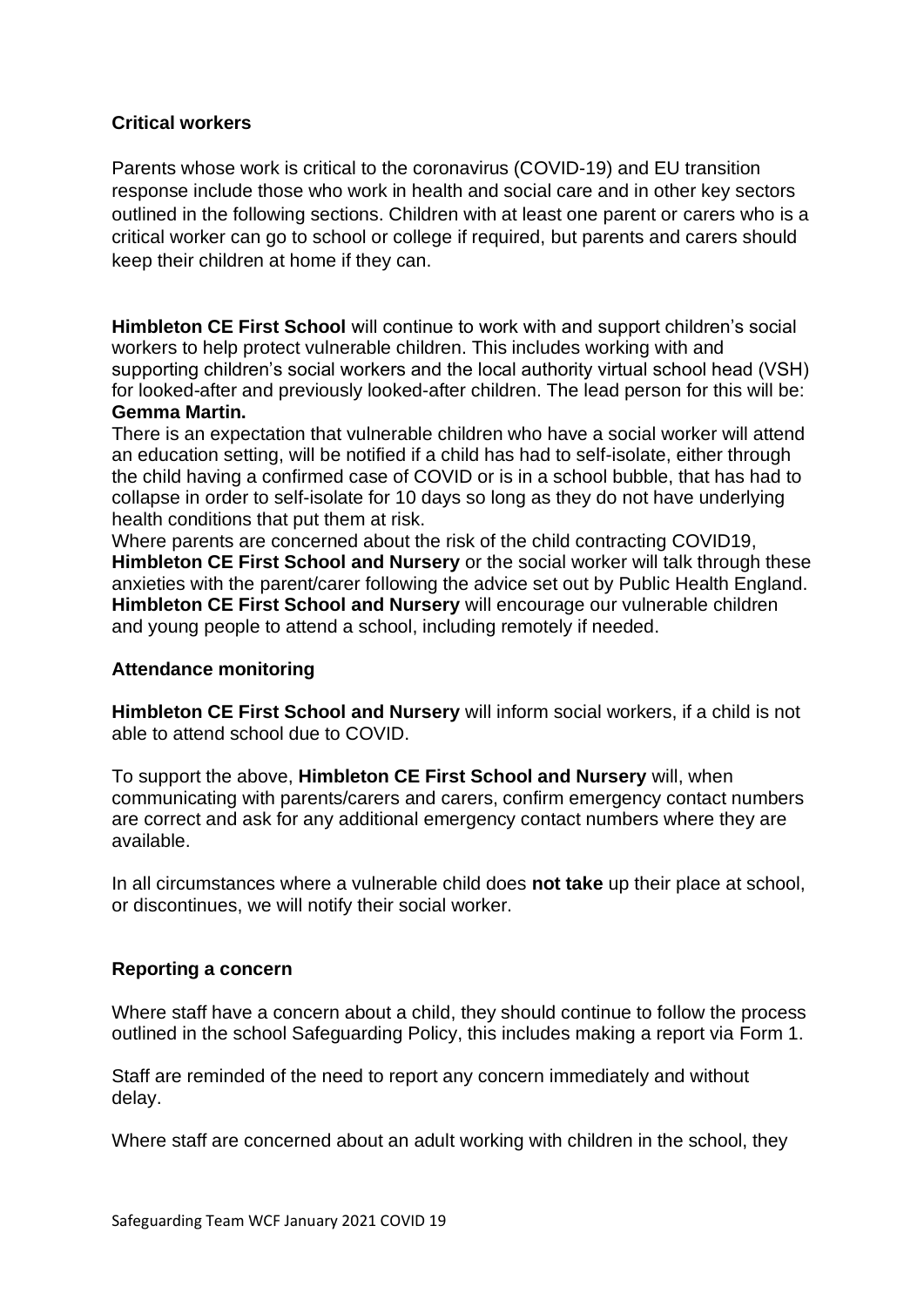**Critical workers**

Parents whose work is critical to the coronavirus (COVID-19) and EU transition response include those who work in health and social care and in other key sectors outlined in the following sections. Children with at least one parent or carers who is a critical worker can go to school or college if required, but parents and carers should keep their children at home if they can.

**Himbleton CE First School** will continue to work with and support children's social workers to help protect vulnerable children. This includes working with and supporting children's social workers and the local authority virtual school head (VSH) for looked-after and previously looked-after children. The lead person for this will be: **Gemma Martin.**

There is an expectation that vulnerable children who have a social worker will attend an education setting, will be notified if a child has had to self-isolate, either through the child having a confirmed case of COVID or is in a school bubble, that has had to collapse in order to self-isolate for 10 days so long as they do not have underlying health conditions that put them at risk.

Where parents are concerned about the risk of the child contracting COVID19, **Himbleton CE First School and Nursery** or the social worker will talk through these anxieties with the parent/carer following the advice set out by Public Health England. **Himbleton CE First School and Nursery** will encourage our vulnerable children and young people to attend a school, including remotely if needed.

**Attendance monitoring**

**Himbleton CE First School and Nursery** will inform social workers, if a child is not able to attend school due to COVID.

To support the above, **Himbleton CE First School and Nursery** will, when communicating with parents/carers and carers, confirm emergency contact numbers are correct and ask for any additional emergency contact numbers where they are available.

In all circumstances where a vulnerable child does **not take** up their place at school, or discontinues, we will notify their social worker.

**Reporting a concern**

Where staff have a concern about a child, they should continue to follow the process outlined in the school Safeguarding Policy, this includes making a report via Form 1.

Staff are reminded of the need to report any concern immediately and without delay.

Where staff are concerned about an adult working with children in the school, they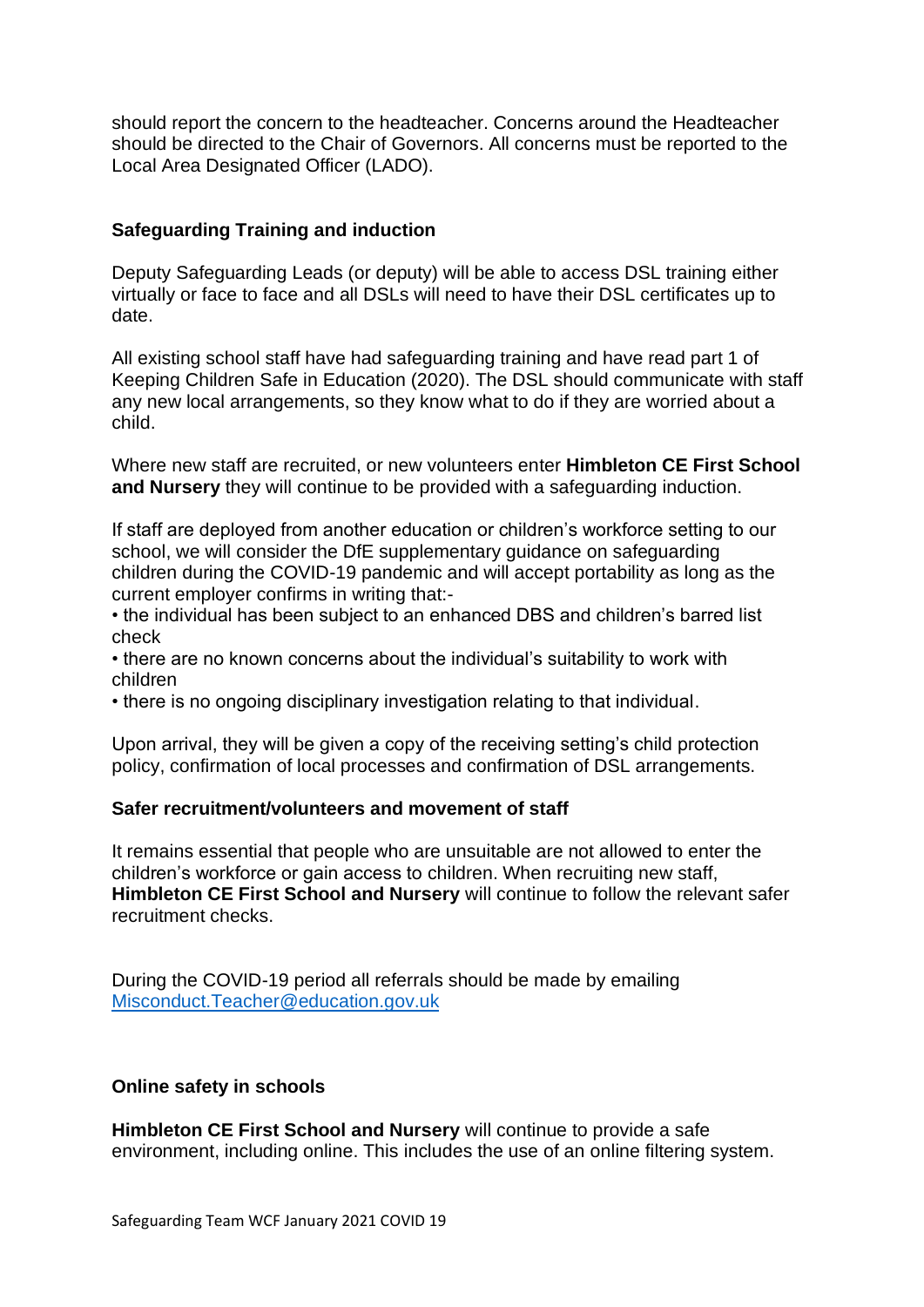should report the concern to the headteacher. Concerns around the Headteacher should be directed to the Chair of Governors. All concerns must be reported to the Local Area Designated Officer (LADO).

### Safeguarding Training and induction

Deputy Safeguarding Leads (or deputy) will be able to access DSL training either virtually or face to face and all DSLs will need to have their DSL certificates up to date.

All existing school staff have had safeguarding training and have read part 1 of Keeping Children Safe in Education (2020). The DSL should communicate with staff any new local arrangements, so they know what to do if they are worried about a child.

Where new staff are recruited, or new volunteers enter **Himbleton CE First School and Nursery** they will continue to be provided with a safeguarding induction.

If staff are deployed from another education or children's workforce setting to our school, we will consider the DfE supplementary guidance on safeguarding children during the COVID-19 pandemic and will accept portability as long as the current employer confirms in writing that:-

- the individual has been subject to an enhanced DBS and children's barred list check
- there are no known concerns about the individual's suitability to work with children
- there is no ongoing disciplinary investigation relating to that individual.

Upon arrival, they will be given a copy of the receiving setting's child protection policy, confirmation of local processes and confirmation of DSL arrangements.

### Safer recruitment/volunteers and movement of staff

It remains essential that people who are unsuitable are not allowed to enter the children's workforce or gain access to children. When recruiting new staff, **Himbleton CE First School and Nursery** will continue to follow the relevant safer recruitment checks.

During the COVID-19 period all referrals should be made by emailing Misconduct.Teacher@education.gov.uk

### Online safety in schools

**Himbleton CE First School and Nursery** will continue to provide a safe environment, including online. This includes the use of an online filtering system.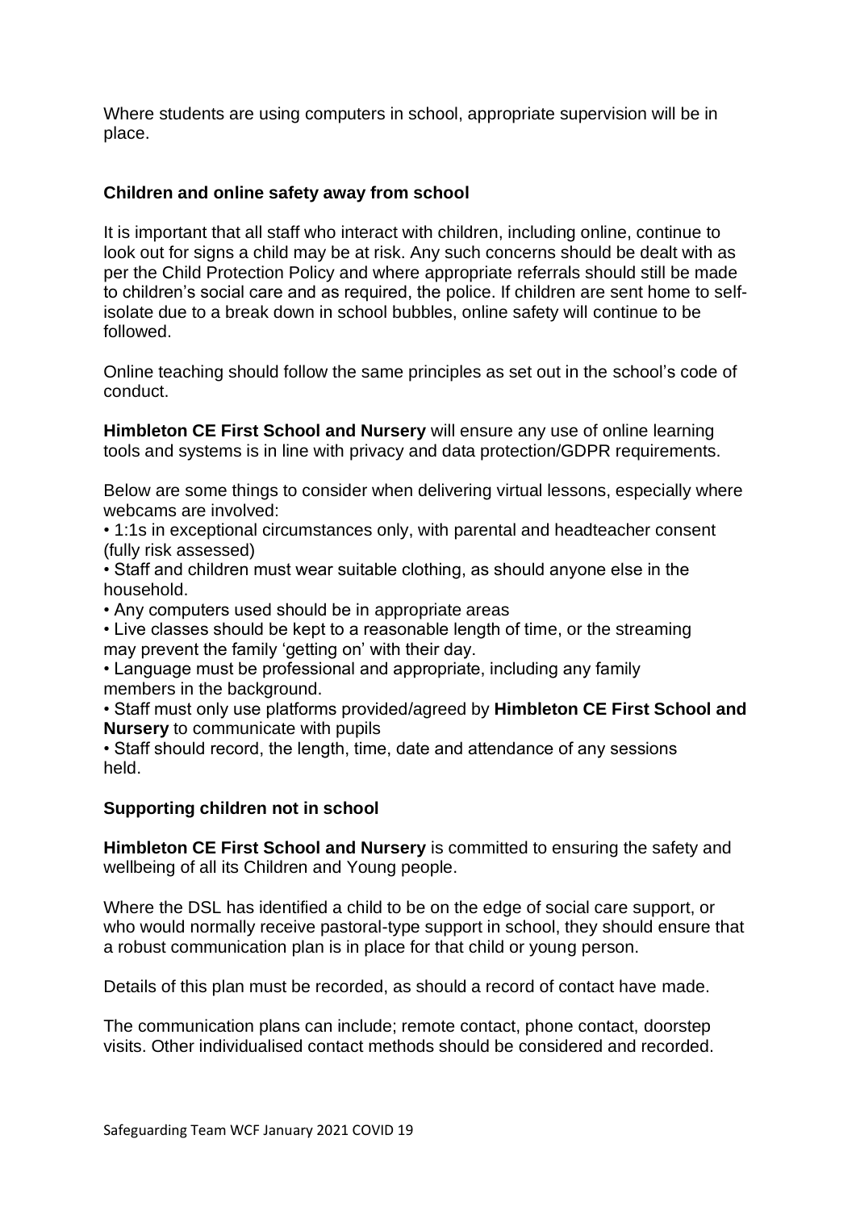Where students are using computers in school, appropriate supervision will be in place.

**Children and online safety away from school**

It is important that all staff who interact with children, including online, continue to look out for signs a child may be at risk. Any such concerns should be dealt with as per the Child Protection Policy and where appropriate referrals should still be made to children's social care and as required, the police. If children are sent home to self-isolate due to a break down in school bubbles, online safety will continue to be followed.

Online teaching should follow the same principles as set out in the school's code of conduct.

**Himbleton CE First School and Nursery** will ensure any use of online learning tools and systems is in line with privacy and data protection/GDPR requirements.

Below are some things to consider when delivering virtual lessons, especially where webcams are involved:

- 1:1s in exceptional circumstances only, with parental and headteacher consent (fully risk assessed)
- Staff and children must wear suitable clothing, as should anyone else in the household.
- Any computers used should be in appropriate areas
- Live classes should be kept to a reasonable length of time, or the streaming may prevent the family 'getting on' with their day.
- Language must be professional and appropriate, including any family members in the background.
- Staff must only use platforms provided/agreed by **Himbleton CE First School and Nursery** to communicate with pupils
- Staff should record, the length, time, date and attendance of any sessions held.

**Supporting children not in school**

**Himbleton CE First School and Nursery** is committed to ensuring the safety and wellbeing of all its Children and Young people.

Where the DSL has identified a child to be on the edge of social care support, or who would normally receive pastoral-type support in school, they should ensure that a robust communication plan is in place for that child or young person.

Details of this plan must be recorded, as should a record of contact have made.

The communication plans can include; remote contact, phone contact, doorstep visits. Other individualised contact methods should be considered and recorded.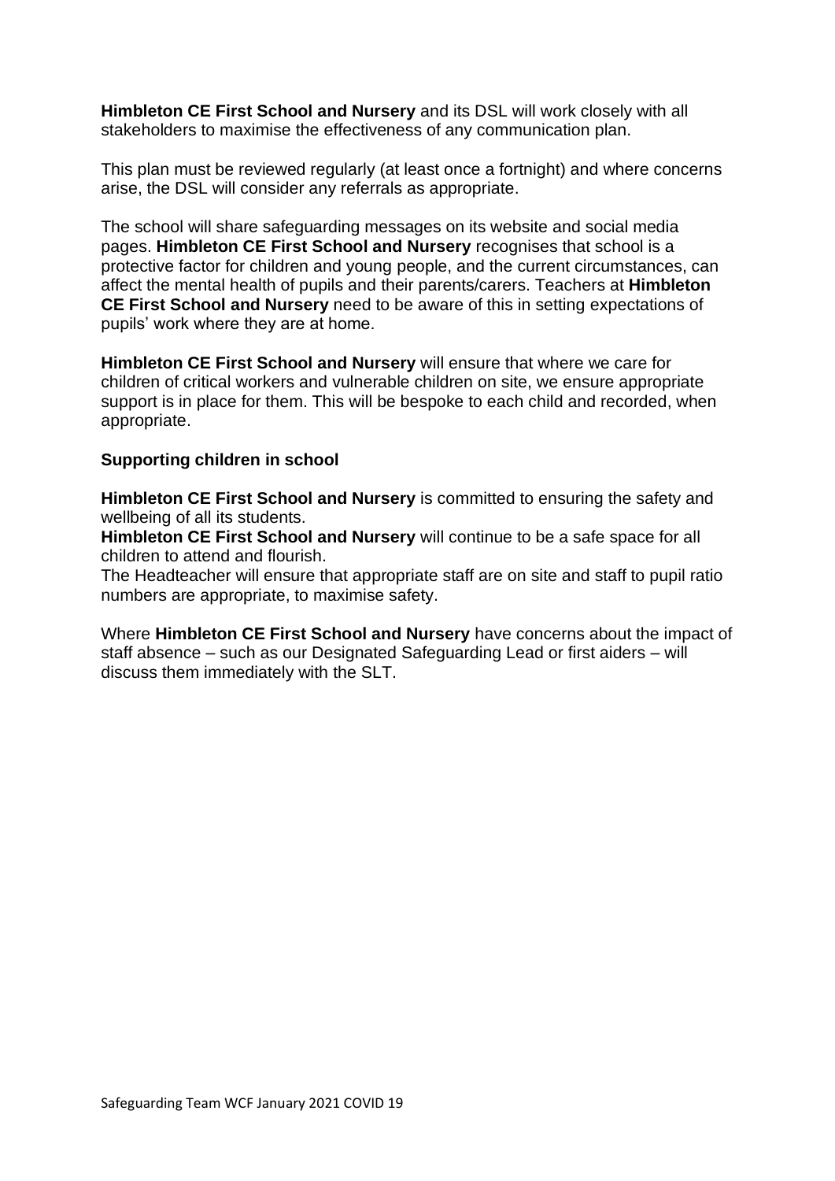**Himbleton CE First School and Nursery** and its DSL will work closely with all stakeholders to maximise the effectiveness of any communication plan.

This plan must be reviewed regularly (at least once a fortnight) and where concerns arise, the DSL will consider any referrals as appropriate.

The school will share safeguarding messages on its website and social media pages. **Himbleton CE First School and Nursery** recognises that school is a protective factor for children and young people, and the current circumstances, can affect the mental health of pupils and their parents/carers. Teachers at **Himbleton CE First School and Nursery** need to be aware of this in setting expectations of pupils' work where they are at home.

**Himbleton CE First School and Nursery** will ensure that where we care for children of critical workers and vulnerable children on site, we ensure appropriate support is in place for them. This will be bespoke to each child and recorded, when appropriate.

**Supporting children in school**

**Himbleton CE First School and Nursery** is committed to ensuring the safety and wellbeing of all its students.
**Himbleton CE First School and Nursery** will continue to be a safe space for all children to attend and flourish.
The Headteacher will ensure that appropriate staff are on site and staff to pupil ratio numbers are appropriate, to maximise safety.

Where **Himbleton CE First School and Nursery** have concerns about the impact of staff absence – such as our Designated Safeguarding Lead or first aiders – will discuss them immediately with the SLT.